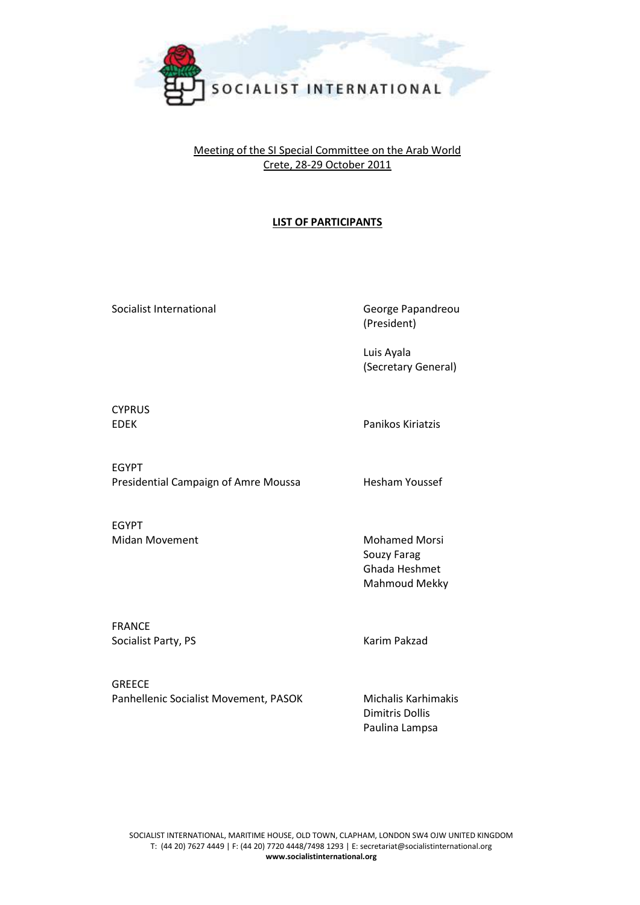SOCIALIST INTERNATIONAL

Meeting of the SI Special Committee on the Arab World
Crete, 28-29 October 2011

**LIST OF PARTICIPANTS**

| | |
|---|---|
| Socialist International | George Papandreou (President) |
| | Luis Ayala (Secretary General) |
| CYPRUS<br>EDEK | Panikos Kiriatzis |
| EGYPT<br>Presidential Campaign of Amre Moussa | Hesham Youssef |
| EGYPT<br>Midan Movement | Mohamed Morsi<br>Souzy Farag<br>Ghada Heshmet<br>Mahmoud Mekky |
| FRANCE<br>Socialist Party, PS | Karim Pakzad |
| GREECE<br>Panhellenic Socialist Movement, PASOK | Michalis Karhimakis<br>Dimitris Dollis<br>Paulina Lampsa |

SOCIALIST INTERNATIONAL, MARITIME HOUSE, OLD TOWN, CLAPHAM, LONDON SW4 OJW UNITED KINGDOM
T: (44 20) 7627 4449 | F: (44 20) 7720 4448/7498 1293 | E: secretariat@socialistinternational.org
**www.socialistinternational.org**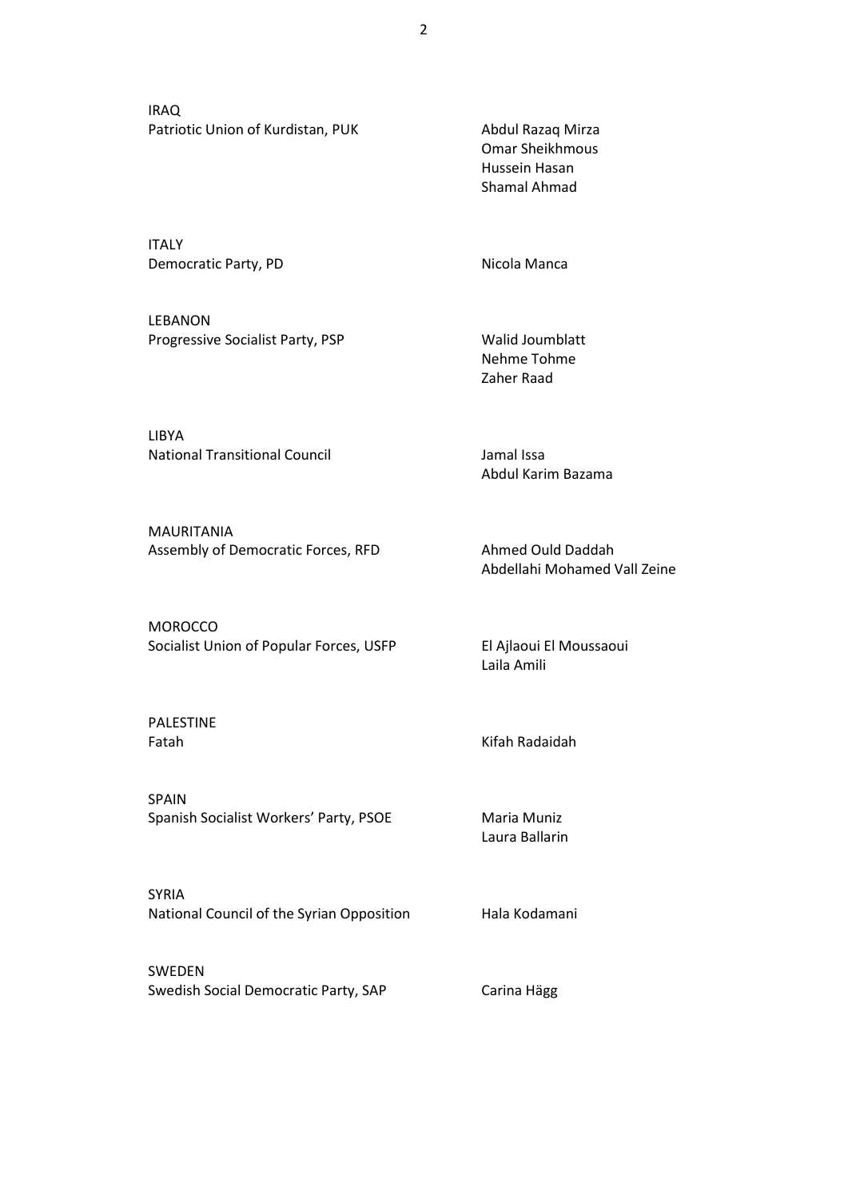IRAQ
Patriotic Union of Kurdistan, PUK

Abdul Razaq Mirza
Omar Sheikhmous
Hussein Hasan
Shamal Ahmad

ITALY
Democratic Party, PD

Nicola Manca

LEBANON
Progressive Socialist Party, PSP

Walid Joumblatt
Nehme Tohme
Zaher Raad

LIBYA
National Transitional Council

Jamal Issa
Abdul Karim Bazama

MAURITANIA
Assembly of Democratic Forces, RFD

Ahmed Ould Daddah
Abdellahi Mohamed Vall Zeine

MOROCCO
Socialist Union of Popular Forces, USFP

El Ajlaoui El Moussaoui
Laila Amili

PALESTINE
Fatah

Kifah Radaidah

SPAIN
Spanish Socialist Workers' Party, PSOE

Maria Muniz
Laura Ballarin

SYRIA
National Council of the Syrian Opposition

Hala Kodamani

SWEDEN
Swedish Social Democratic Party, SAP

Carina Hägg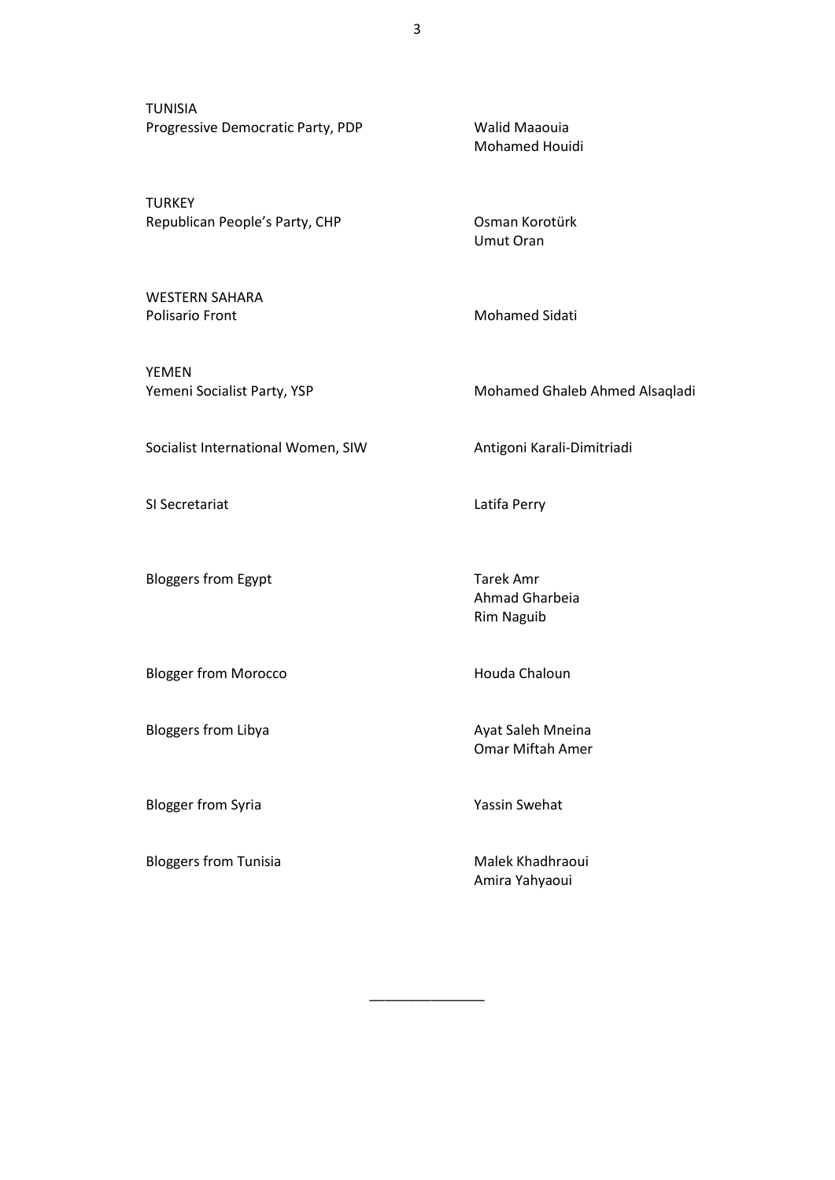TUNISIA
Progressive Democratic Party, PDP — Walid Maaouia, Mohamed Houidi

TURKEY
Republican People's Party, CHP — Osman Korotürk, Umut Oran

WESTERN SAHARA
Polisario Front — Mohamed Sidati

YEMEN
Yemeni Socialist Party, YSP — Mohamed Ghaleb Ahmed Alsaqladi

Socialist International Women, SIW — Antigoni Karali-Dimitriadi

SI Secretariat — Latifa Perry

Bloggers from Egypt — Tarek Amr, Ahmad Gharbeia, Rim Naguib

Blogger from Morocco — Houda Chaloun

Bloggers from Libya — Ayat Saleh Mneina, Omar Miftah Amer

Blogger from Syria — Yassin Swehat

Bloggers from Tunisia — Malek Khadhraoui, Amira Yahyaoui

_______________